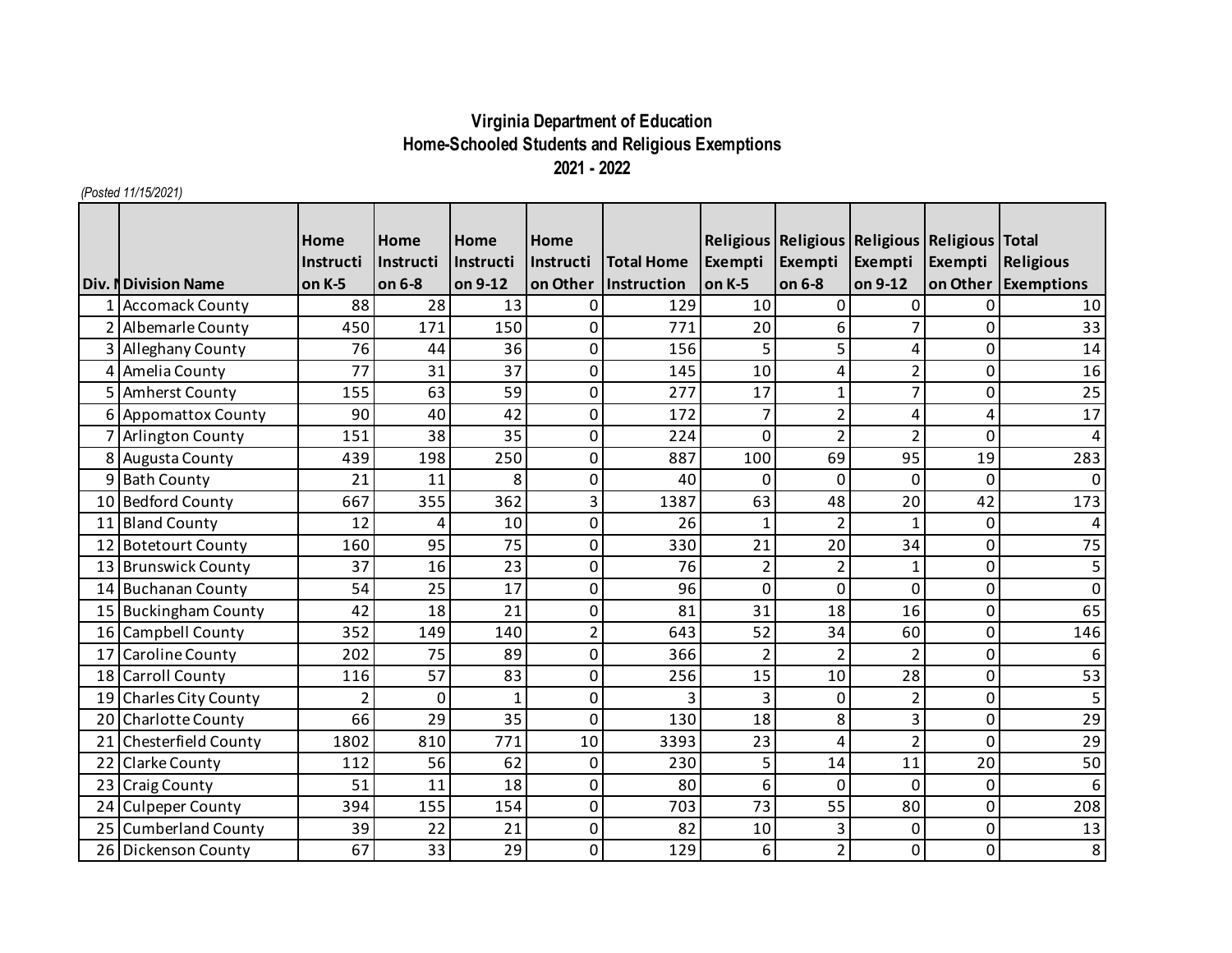# Virginia Department of Education
## Home-Schooled Students and Religious Exemptions
## 2021 - 2022

*(Posted 11/15/2021)*

| Div. N | Division Name | Home Instruction K-5 | Home Instruction 6-8 | Home Instruction 9-12 | Home Instruction Other | Total Home Instruction | Religious Exemption K-5 | Religious Exemption 6-8 | Religious Exemption 9-12 | Religious Exemption Other | Total Religious Exemptions |
|---|---|---|---|---|---|---|---|---|---|---|---|
| 1 | Accomack County | 88 | 28 | 13 | 0 | 129 | 10 | 0 | 0 | 0 | 10 |
| 2 | Albemarle County | 450 | 171 | 150 | 0 | 771 | 20 | 6 | 7 | 0 | 33 |
| 3 | Alleghany County | 76 | 44 | 36 | 0 | 156 | 5 | 5 | 4 | 0 | 14 |
| 4 | Amelia County | 77 | 31 | 37 | 0 | 145 | 10 | 4 | 2 | 0 | 16 |
| 5 | Amherst County | 155 | 63 | 59 | 0 | 277 | 17 | 1 | 7 | 0 | 25 |
| 6 | Appomattox County | 90 | 40 | 42 | 0 | 172 | 7 | 2 | 4 | 4 | 17 |
| 7 | Arlington County | 151 | 38 | 35 | 0 | 224 | 0 | 2 | 2 | 0 | 4 |
| 8 | Augusta County | 439 | 198 | 250 | 0 | 887 | 100 | 69 | 95 | 19 | 283 |
| 9 | Bath County | 21 | 11 | 8 | 0 | 40 | 0 | 0 | 0 | 0 | 0 |
| 10 | Bedford County | 667 | 355 | 362 | 3 | 1387 | 63 | 48 | 20 | 42 | 173 |
| 11 | Bland County | 12 | 4 | 10 | 0 | 26 | 1 | 2 | 1 | 0 | 4 |
| 12 | Botetourt County | 160 | 95 | 75 | 0 | 330 | 21 | 20 | 34 | 0 | 75 |
| 13 | Brunswick County | 37 | 16 | 23 | 0 | 76 | 2 | 2 | 1 | 0 | 5 |
| 14 | Buchanan County | 54 | 25 | 17 | 0 | 96 | 0 | 0 | 0 | 0 | 0 |
| 15 | Buckingham County | 42 | 18 | 21 | 0 | 81 | 31 | 18 | 16 | 0 | 65 |
| 16 | Campbell County | 352 | 149 | 140 | 2 | 643 | 52 | 34 | 60 | 0 | 146 |
| 17 | Caroline County | 202 | 75 | 89 | 0 | 366 | 2 | 2 | 2 | 0 | 6 |
| 18 | Carroll County | 116 | 57 | 83 | 0 | 256 | 15 | 10 | 28 | 0 | 53 |
| 19 | Charles City County | 2 | 0 | 1 | 0 | 3 | 3 | 0 | 2 | 0 | 5 |
| 20 | Charlotte County | 66 | 29 | 35 | 0 | 130 | 18 | 8 | 3 | 0 | 29 |
| 21 | Chesterfield County | 1802 | 810 | 771 | 10 | 3393 | 23 | 4 | 2 | 0 | 29 |
| 22 | Clarke County | 112 | 56 | 62 | 0 | 230 | 5 | 14 | 11 | 20 | 50 |
| 23 | Craig County | 51 | 11 | 18 | 0 | 80 | 6 | 0 | 0 | 0 | 6 |
| 24 | Culpeper County | 394 | 155 | 154 | 0 | 703 | 73 | 55 | 80 | 0 | 208 |
| 25 | Cumberland County | 39 | 22 | 21 | 0 | 82 | 10 | 3 | 0 | 0 | 13 |
| 26 | Dickenson County | 67 | 33 | 29 | 0 | 129 | 6 | 2 | 0 | 0 | 8 |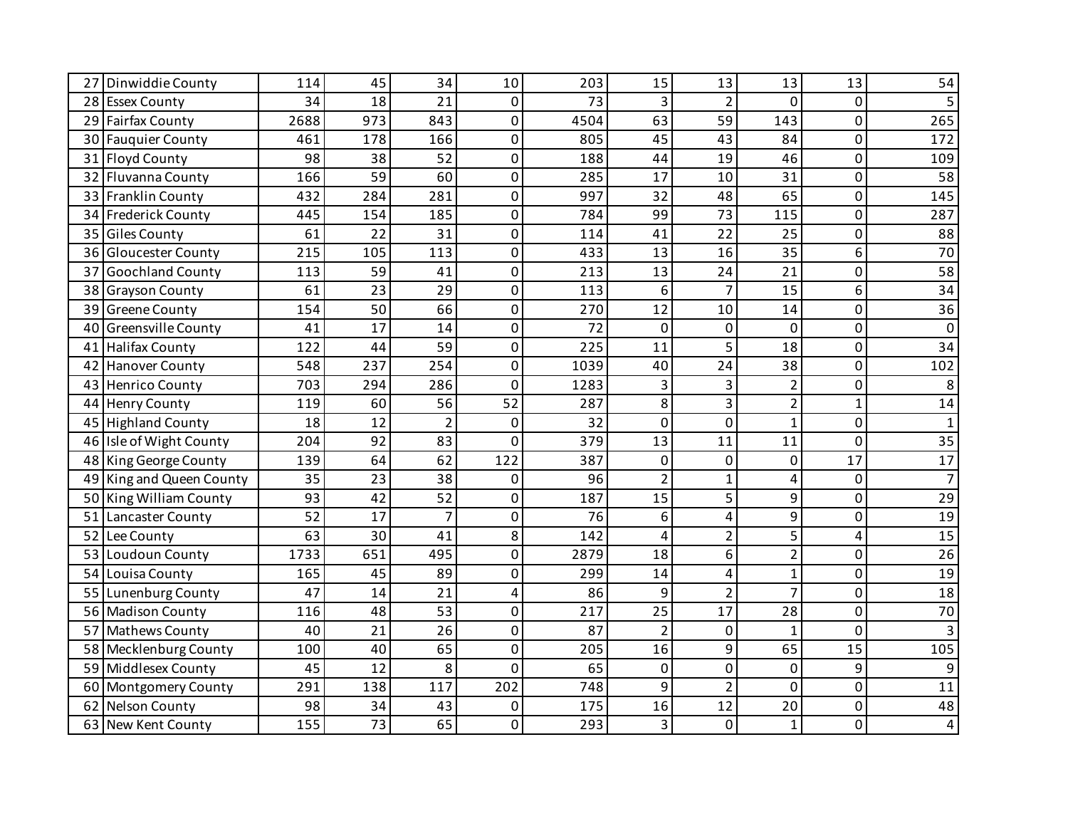| | | | | | | | | | | | |
|---|---|---|---|---|---|---|---|---|---|---|---|
| 27 | Dinwiddie County | 114 | 45 | 34 | 10 | 203 | 15 | 13 | 13 | 13 | 54 |
| 28 | Essex County | 34 | 18 | 21 | 0 | 73 | 3 | 2 | 0 | 0 | 5 |
| 29 | Fairfax County | 2688 | 973 | 843 | 0 | 4504 | 63 | 59 | 143 | 0 | 265 |
| 30 | Fauquier County | 461 | 178 | 166 | 0 | 805 | 45 | 43 | 84 | 0 | 172 |
| 31 | Floyd County | 98 | 38 | 52 | 0 | 188 | 44 | 19 | 46 | 0 | 109 |
| 32 | Fluvanna County | 166 | 59 | 60 | 0 | 285 | 17 | 10 | 31 | 0 | 58 |
| 33 | Franklin County | 432 | 284 | 281 | 0 | 997 | 32 | 48 | 65 | 0 | 145 |
| 34 | Frederick County | 445 | 154 | 185 | 0 | 784 | 99 | 73 | 115 | 0 | 287 |
| 35 | Giles County | 61 | 22 | 31 | 0 | 114 | 41 | 22 | 25 | 0 | 88 |
| 36 | Gloucester County | 215 | 105 | 113 | 0 | 433 | 13 | 16 | 35 | 6 | 70 |
| 37 | Goochland County | 113 | 59 | 41 | 0 | 213 | 13 | 24 | 21 | 0 | 58 |
| 38 | Grayson County | 61 | 23 | 29 | 0 | 113 | 6 | 7 | 15 | 6 | 34 |
| 39 | Greene County | 154 | 50 | 66 | 0 | 270 | 12 | 10 | 14 | 0 | 36 |
| 40 | Greensville County | 41 | 17 | 14 | 0 | 72 | 0 | 0 | 0 | 0 | 0 |
| 41 | Halifax County | 122 | 44 | 59 | 0 | 225 | 11 | 5 | 18 | 0 | 34 |
| 42 | Hanover County | 548 | 237 | 254 | 0 | 1039 | 40 | 24 | 38 | 0 | 102 |
| 43 | Henrico County | 703 | 294 | 286 | 0 | 1283 | 3 | 3 | 2 | 0 | 8 |
| 44 | Henry County | 119 | 60 | 56 | 52 | 287 | 8 | 3 | 2 | 1 | 14 |
| 45 | Highland County | 18 | 12 | 2 | 0 | 32 | 0 | 0 | 1 | 0 | 1 |
| 46 | Isle of Wight County | 204 | 92 | 83 | 0 | 379 | 13 | 11 | 11 | 0 | 35 |
| 48 | King George County | 139 | 64 | 62 | 122 | 387 | 0 | 0 | 0 | 17 | 17 |
| 49 | King and Queen County | 35 | 23 | 38 | 0 | 96 | 2 | 1 | 4 | 0 | 7 |
| 50 | King William County | 93 | 42 | 52 | 0 | 187 | 15 | 5 | 9 | 0 | 29 |
| 51 | Lancaster County | 52 | 17 | 7 | 0 | 76 | 6 | 4 | 9 | 0 | 19 |
| 52 | Lee County | 63 | 30 | 41 | 8 | 142 | 4 | 2 | 5 | 4 | 15 |
| 53 | Loudoun County | 1733 | 651 | 495 | 0 | 2879 | 18 | 6 | 2 | 0 | 26 |
| 54 | Louisa County | 165 | 45 | 89 | 0 | 299 | 14 | 4 | 1 | 0 | 19 |
| 55 | Lunenburg County | 47 | 14 | 21 | 4 | 86 | 9 | 2 | 7 | 0 | 18 |
| 56 | Madison County | 116 | 48 | 53 | 0 | 217 | 25 | 17 | 28 | 0 | 70 |
| 57 | Mathews County | 40 | 21 | 26 | 0 | 87 | 2 | 0 | 1 | 0 | 3 |
| 58 | Mecklenburg County | 100 | 40 | 65 | 0 | 205 | 16 | 9 | 65 | 15 | 105 |
| 59 | Middlesex County | 45 | 12 | 8 | 0 | 65 | 0 | 0 | 0 | 9 | 9 |
| 60 | Montgomery County | 291 | 138 | 117 | 202 | 748 | 9 | 2 | 0 | 0 | 11 |
| 62 | Nelson County | 98 | 34 | 43 | 0 | 175 | 16 | 12 | 20 | 0 | 48 |
| 63 | New Kent County | 155 | 73 | 65 | 0 | 293 | 3 | 0 | 1 | 0 | 4 |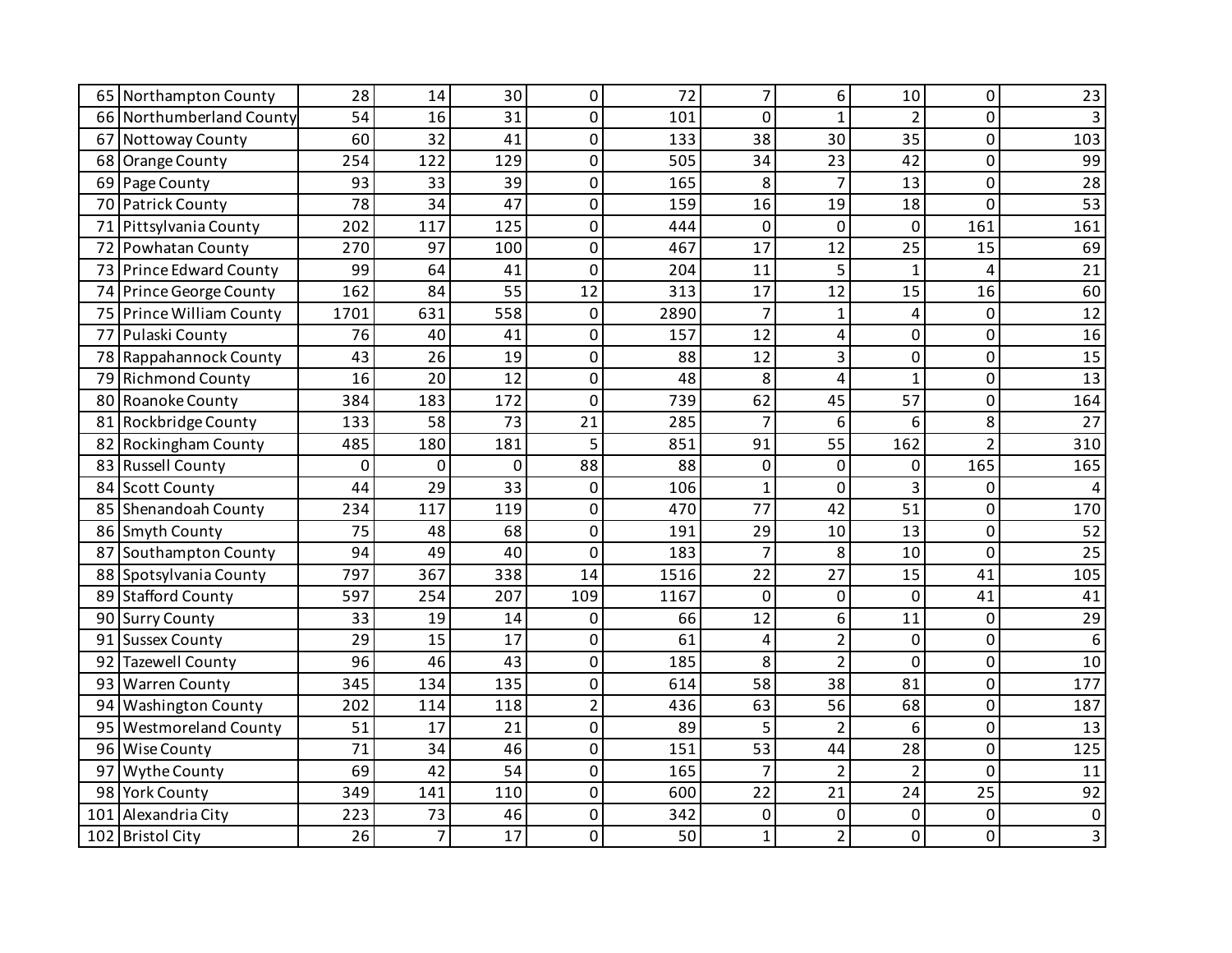|  |  |  |  |  |  |  |  |  |  |  |  |
|---|---|---|---|---|---|---|---|---|---|---|---|
| 65 | Northampton County | 28 | 14 | 30 | 0 | 72 | 7 | 6 | 10 | 0 | 23 |
| 66 | Northumberland County | 54 | 16 | 31 | 0 | 101 | 0 | 1 | 2 | 0 | 3 |
| 67 | Nottoway County | 60 | 32 | 41 | 0 | 133 | 38 | 30 | 35 | 0 | 103 |
| 68 | Orange County | 254 | 122 | 129 | 0 | 505 | 34 | 23 | 42 | 0 | 99 |
| 69 | Page County | 93 | 33 | 39 | 0 | 165 | 8 | 7 | 13 | 0 | 28 |
| 70 | Patrick County | 78 | 34 | 47 | 0 | 159 | 16 | 19 | 18 | 0 | 53 |
| 71 | Pittsylvania County | 202 | 117 | 125 | 0 | 444 | 0 | 0 | 0 | 161 | 161 |
| 72 | Powhatan County | 270 | 97 | 100 | 0 | 467 | 17 | 12 | 25 | 15 | 69 |
| 73 | Prince Edward County | 99 | 64 | 41 | 0 | 204 | 11 | 5 | 1 | 4 | 21 |
| 74 | Prince George County | 162 | 84 | 55 | 12 | 313 | 17 | 12 | 15 | 16 | 60 |
| 75 | Prince William County | 1701 | 631 | 558 | 0 | 2890 | 7 | 1 | 4 | 0 | 12 |
| 77 | Pulaski County | 76 | 40 | 41 | 0 | 157 | 12 | 4 | 0 | 0 | 16 |
| 78 | Rappahannock County | 43 | 26 | 19 | 0 | 88 | 12 | 3 | 0 | 0 | 15 |
| 79 | Richmond County | 16 | 20 | 12 | 0 | 48 | 8 | 4 | 1 | 0 | 13 |
| 80 | Roanoke County | 384 | 183 | 172 | 0 | 739 | 62 | 45 | 57 | 0 | 164 |
| 81 | Rockbridge County | 133 | 58 | 73 | 21 | 285 | 7 | 6 | 6 | 8 | 27 |
| 82 | Rockingham County | 485 | 180 | 181 | 5 | 851 | 91 | 55 | 162 | 2 | 310 |
| 83 | Russell County | 0 | 0 | 0 | 88 | 88 | 0 | 0 | 0 | 165 | 165 |
| 84 | Scott County | 44 | 29 | 33 | 0 | 106 | 1 | 0 | 3 | 0 | 4 |
| 85 | Shenandoah County | 234 | 117 | 119 | 0 | 470 | 77 | 42 | 51 | 0 | 170 |
| 86 | Smyth County | 75 | 48 | 68 | 0 | 191 | 29 | 10 | 13 | 0 | 52 |
| 87 | Southampton County | 94 | 49 | 40 | 0 | 183 | 7 | 8 | 10 | 0 | 25 |
| 88 | Spotsylvania County | 797 | 367 | 338 | 14 | 1516 | 22 | 27 | 15 | 41 | 105 |
| 89 | Stafford County | 597 | 254 | 207 | 109 | 1167 | 0 | 0 | 0 | 41 | 41 |
| 90 | Surry County | 33 | 19 | 14 | 0 | 66 | 12 | 6 | 11 | 0 | 29 |
| 91 | Sussex County | 29 | 15 | 17 | 0 | 61 | 4 | 2 | 0 | 0 | 6 |
| 92 | Tazewell County | 96 | 46 | 43 | 0 | 185 | 8 | 2 | 0 | 0 | 10 |
| 93 | Warren County | 345 | 134 | 135 | 0 | 614 | 58 | 38 | 81 | 0 | 177 |
| 94 | Washington County | 202 | 114 | 118 | 2 | 436 | 63 | 56 | 68 | 0 | 187 |
| 95 | Westmoreland County | 51 | 17 | 21 | 0 | 89 | 5 | 2 | 6 | 0 | 13 |
| 96 | Wise County | 71 | 34 | 46 | 0 | 151 | 53 | 44 | 28 | 0 | 125 |
| 97 | Wythe County | 69 | 42 | 54 | 0 | 165 | 7 | 2 | 2 | 0 | 11 |
| 98 | York County | 349 | 141 | 110 | 0 | 600 | 22 | 21 | 24 | 25 | 92 |
| 101 | Alexandria City | 223 | 73 | 46 | 0 | 342 | 0 | 0 | 0 | 0 | 0 |
| 102 | Bristol City | 26 | 7 | 17 | 0 | 50 | 1 | 2 | 0 | 0 | 3 |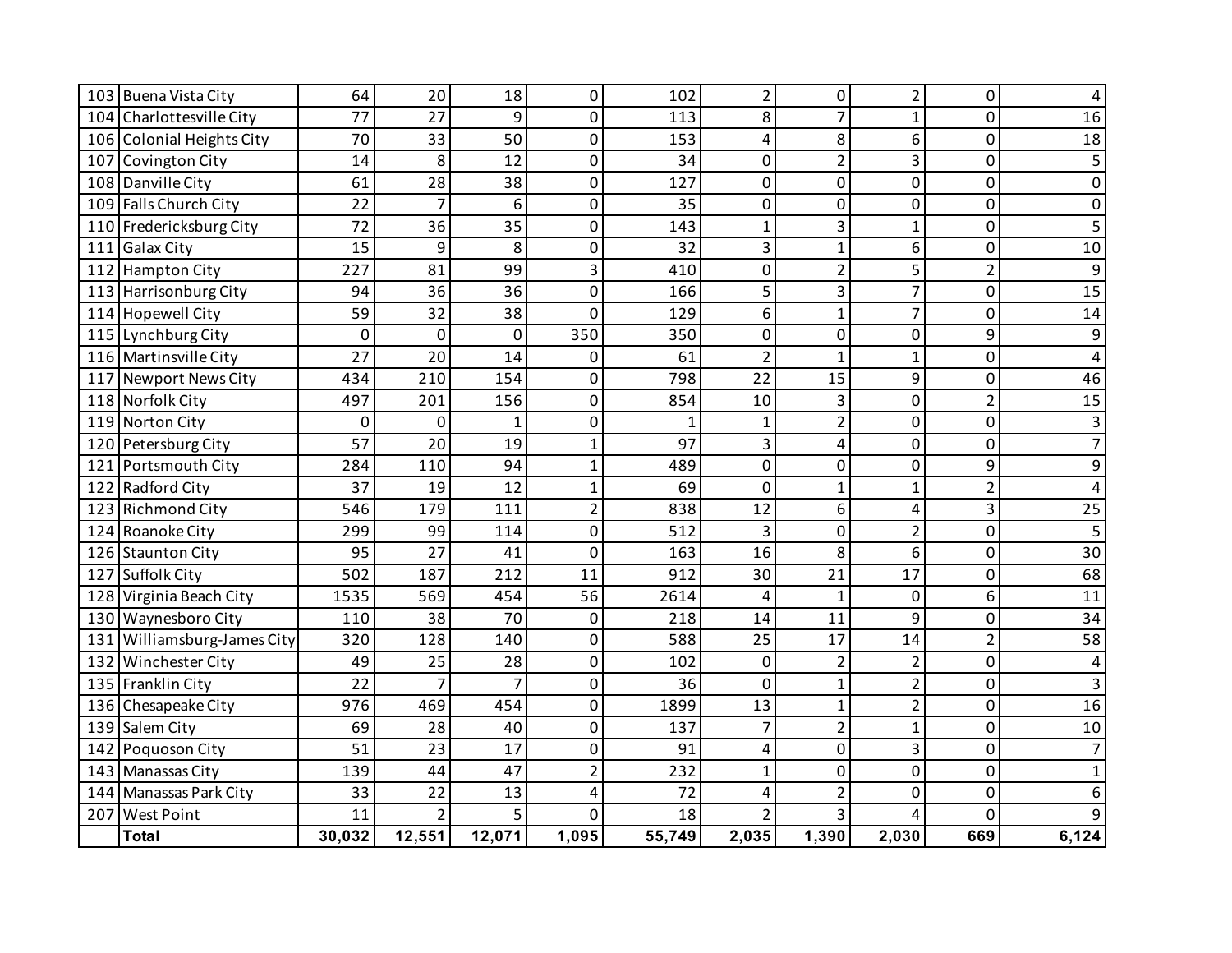| | | | | | | | | | | | |
|---|---|---|---|---|---|---|---|---|---|---|---|
| 103 | Buena Vista City | 64 | 20 | 18 | 0 | 102 | 2 | 0 | 2 | 0 | 4 |
| 104 | Charlottesville City | 77 | 27 | 9 | 0 | 113 | 8 | 7 | 1 | 0 | 16 |
| 106 | Colonial Heights City | 70 | 33 | 50 | 0 | 153 | 4 | 8 | 6 | 0 | 18 |
| 107 | Covington City | 14 | 8 | 12 | 0 | 34 | 0 | 2 | 3 | 0 | 5 |
| 108 | Danville City | 61 | 28 | 38 | 0 | 127 | 0 | 0 | 0 | 0 | 0 |
| 109 | Falls Church City | 22 | 7 | 6 | 0 | 35 | 0 | 0 | 0 | 0 | 0 |
| 110 | Fredericksburg City | 72 | 36 | 35 | 0 | 143 | 1 | 3 | 1 | 0 | 5 |
| 111 | Galax City | 15 | 9 | 8 | 0 | 32 | 3 | 1 | 6 | 0 | 10 |
| 112 | Hampton City | 227 | 81 | 99 | 3 | 410 | 0 | 2 | 5 | 2 | 9 |
| 113 | Harrisonburg City | 94 | 36 | 36 | 0 | 166 | 5 | 3 | 7 | 0 | 15 |
| 114 | Hopewell City | 59 | 32 | 38 | 0 | 129 | 6 | 1 | 7 | 0 | 14 |
| 115 | Lynchburg City | 0 | 0 | 0 | 350 | 350 | 0 | 0 | 0 | 9 | 9 |
| 116 | Martinsville City | 27 | 20 | 14 | 0 | 61 | 2 | 1 | 1 | 0 | 4 |
| 117 | Newport News City | 434 | 210 | 154 | 0 | 798 | 22 | 15 | 9 | 0 | 46 |
| 118 | Norfolk City | 497 | 201 | 156 | 0 | 854 | 10 | 3 | 0 | 2 | 15 |
| 119 | Norton City | 0 | 0 | 1 | 0 | 1 | 1 | 2 | 0 | 0 | 3 |
| 120 | Petersburg City | 57 | 20 | 19 | 1 | 97 | 3 | 4 | 0 | 0 | 7 |
| 121 | Portsmouth City | 284 | 110 | 94 | 1 | 489 | 0 | 0 | 0 | 9 | 9 |
| 122 | Radford City | 37 | 19 | 12 | 1 | 69 | 0 | 1 | 1 | 2 | 4 |
| 123 | Richmond City | 546 | 179 | 111 | 2 | 838 | 12 | 6 | 4 | 3 | 25 |
| 124 | Roanoke City | 299 | 99 | 114 | 0 | 512 | 3 | 0 | 2 | 0 | 5 |
| 126 | Staunton City | 95 | 27 | 41 | 0 | 163 | 16 | 8 | 6 | 0 | 30 |
| 127 | Suffolk City | 502 | 187 | 212 | 11 | 912 | 30 | 21 | 17 | 0 | 68 |
| 128 | Virginia Beach City | 1535 | 569 | 454 | 56 | 2614 | 4 | 1 | 0 | 6 | 11 |
| 130 | Waynesboro City | 110 | 38 | 70 | 0 | 218 | 14 | 11 | 9 | 0 | 34 |
| 131 | Williamsburg-James City | 320 | 128 | 140 | 0 | 588 | 25 | 17 | 14 | 2 | 58 |
| 132 | Winchester City | 49 | 25 | 28 | 0 | 102 | 0 | 2 | 2 | 0 | 4 |
| 135 | Franklin City | 22 | 7 | 7 | 0 | 36 | 0 | 1 | 2 | 0 | 3 |
| 136 | Chesapeake City | 976 | 469 | 454 | 0 | 1899 | 13 | 1 | 2 | 0 | 16 |
| 139 | Salem City | 69 | 28 | 40 | 0 | 137 | 7 | 2 | 1 | 0 | 10 |
| 142 | Poquoson City | 51 | 23 | 17 | 0 | 91 | 4 | 0 | 3 | 0 | 7 |
| 143 | Manassas City | 139 | 44 | 47 | 2 | 232 | 1 | 0 | 0 | 0 | 1 |
| 144 | Manassas Park City | 33 | 22 | 13 | 4 | 72 | 4 | 2 | 0 | 0 | 6 |
| 207 | West Point | 11 | 2 | 5 | 0 | 18 | 2 | 3 | 4 | 0 | 9 |
| | **Total** | **30,032** | **12,551** | **12,071** | **1,095** | **55,749** | **2,035** | **1,390** | **2,030** | **669** | **6,124** |